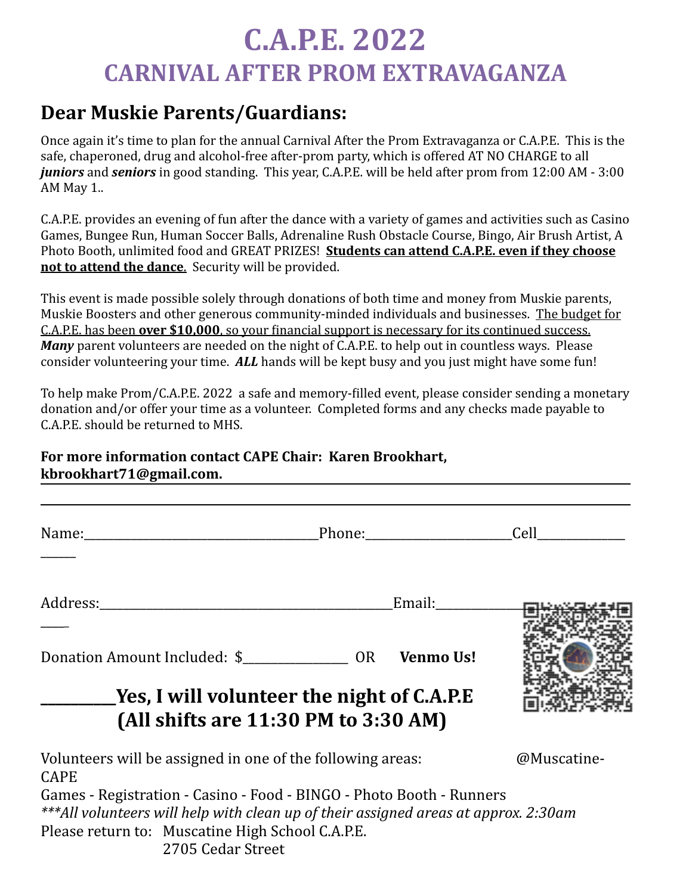# C.A.P.E. 2022

## CARNIVAL AFTER PROM EXTRAVAGANZA

### Dear Muskie Parents/Guardians:

Once again it's time to plan for the annual Carnival After the Prom Extravaganza or C.A.P.E. This is the safe, chaperoned, drug and alcohol-free after-prom party, which is offered AT NO CHARGE to all ***juniors*** and ***seniors*** in good standing. This year, C.A.P.E. will be held after prom from 12:00 AM - 3:00 AM May 1..

C.A.P.E. provides an evening of fun after the dance with a variety of games and activities such as Casino Games, Bungee Run, Human Soccer Balls, Adrenaline Rush Obstacle Course, Bingo, Air Brush Artist, A Photo Booth, unlimited food and GREAT PRIZES! **Students can attend C.A.P.E. even if they choose not to attend the dance**. Security will be provided.

This event is made possible solely through donations of both time and money from Muskie parents, Muskie Boosters and other generous community-minded individuals and businesses. The budget for C.A.P.E. has been **over $10,000**, so your financial support is necessary for its continued success. ***Many*** parent volunteers are needed on the night of C.A.P.E. to help out in countless ways. Please consider volunteering your time. ***ALL*** hands will be kept busy and you just might have some fun!

To help make Prom/C.A.P.E. 2022 a safe and memory-filled event, please consider sending a monetary donation and/or offer your time as a volunteer. Completed forms and any checks made payable to C.A.P.E. should be returned to MHS.

**For more information contact CAPE Chair: Karen Brookhart, kbrookhart71@gmail.com.**

---

Name:___________________________________Phone:______________________Cell___________________

Address:____________________________________________Email:_________________

Donation Amount Included: $________________ OR **Venmo Us!**

## __________Yes, I will volunteer the night of C.A.P.E (All shifts are 11:30 PM to 3:30 AM)

Volunteers will be assigned in one of the following areas: @Muscatine-CAPE

Games - Registration - Casino - Food - BINGO - Photo Booth - Runners

*\*\*\*All volunteers will help with clean up of their assigned areas at approx. 2:30am*

Please return to: Muscatine High School C.A.P.E.
2705 Cedar Street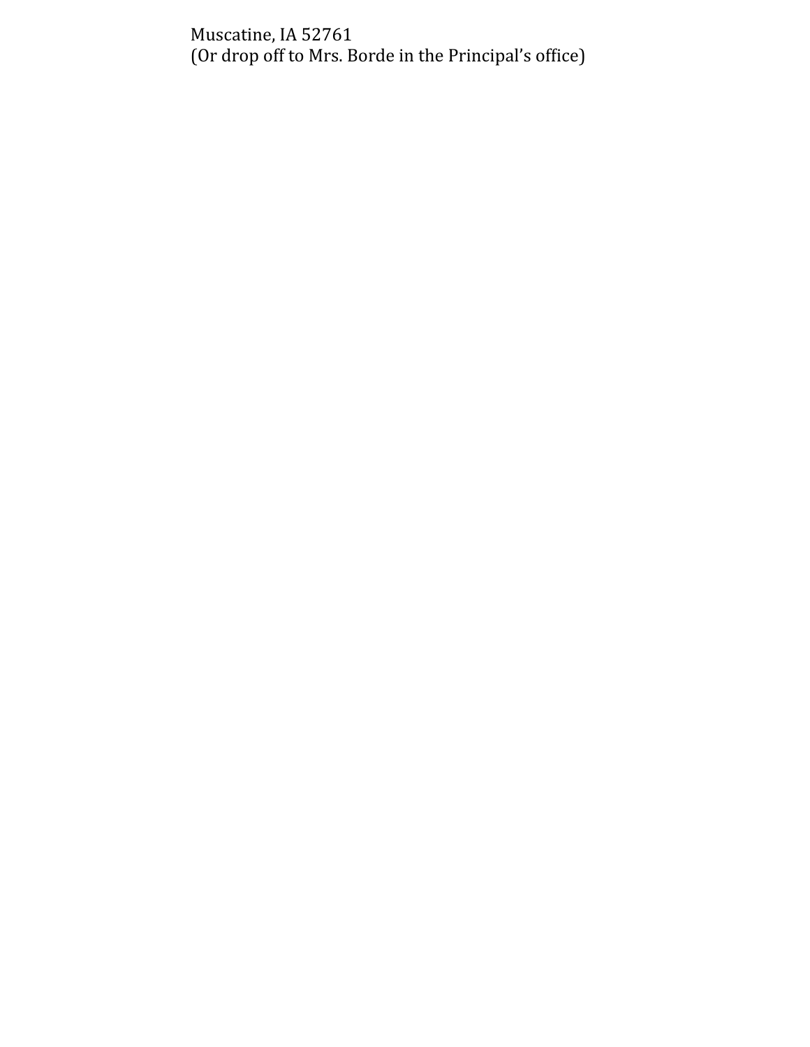Muscatine, IA 52761
(Or drop off to Mrs. Borde in the Principal's office)